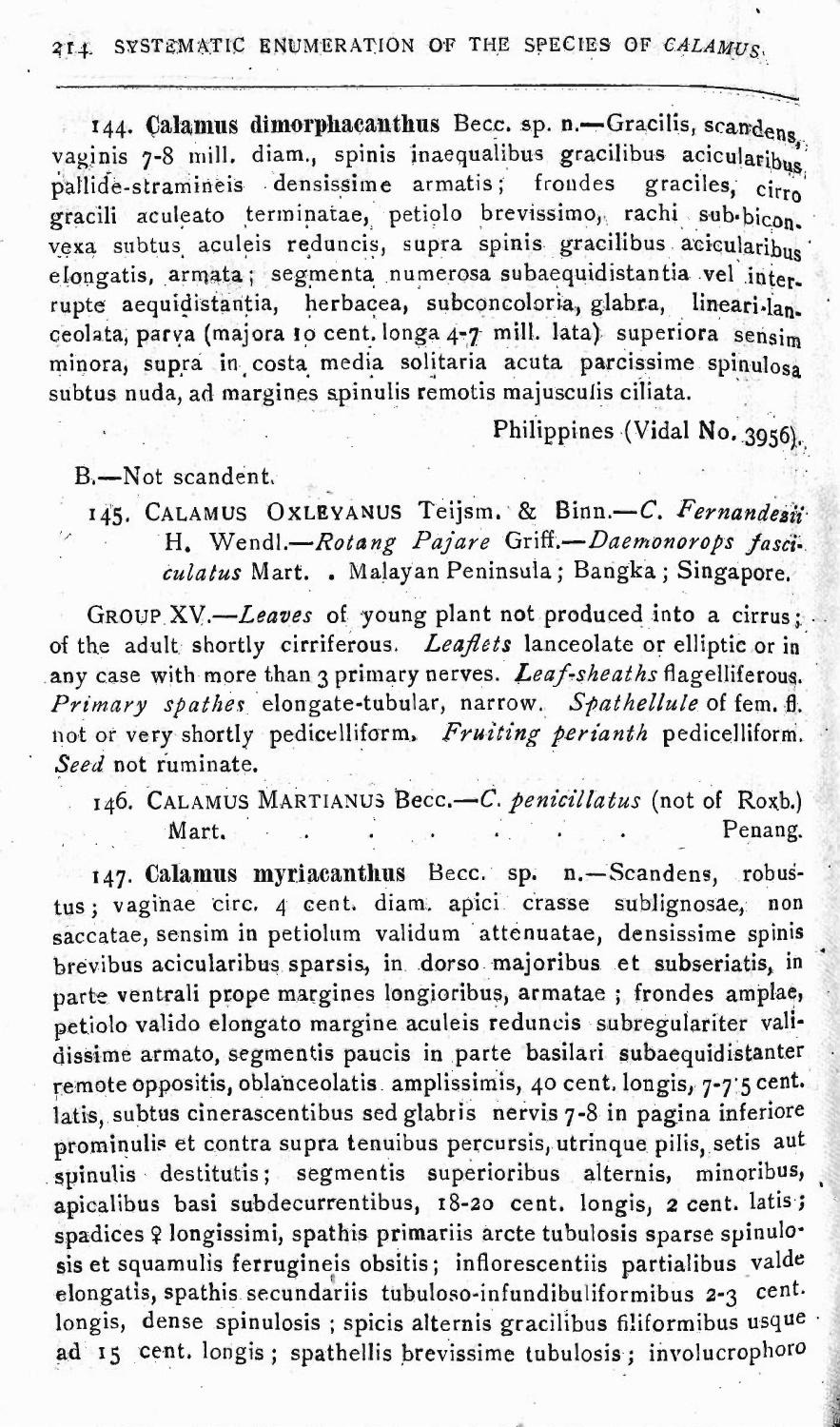144. **Calamus dimorphacanthus** Becc. sp. n.—Gracilis, scandens, vaginis 7-8 mill. diam., spinis inaequalibus gracilibus acicularibus pallide-stramineis densissime armatis; frondes graciles, cirro gracili aculeato terminatae, petiolo brevissimo, rachi sub-biconvexa subtus aculeis reduncis, supra spinis gracilibus acicularibus elongatis, armata; segmenta numerosa subaequidistantia vel interrupte aequidistantia, herbacea, subconcoloria, glabra, lineari-lanceolata, parva (majora 10 cent. longa 4-7 mill. lata) superiora sensim minora, supra in costa media solitaria acuta parcissime spinulosa subtus nuda, ad margines spinulis remotis majusculis ciliata.

Philippines (Vidal No. 3956).

B.—Not scandent.

145. CALAMUS OXLEYANUS Teijsm. & Binn.—*C. Fernandesii* H. Wendl.—*Rotang Pajare* Griff.—*Daemonorops fasciculatus* Mart. . Malayan Peninsula; Bangka; Singapore.

GROUP XV.—*Leaves* of young plant not produced into a cirrus; of the adult shortly cirriferous. *Leaflets* lanceolate or elliptic or in any case with more than 3 primary nerves. *Leaf-sheaths* flagelliferous. *Primary spathes* elongate-tubular, narrow. *Spathellule* of fem. fl. not or very shortly pedicelliform. *Fruiting perianth* pedicelliform. *Seed* not ruminate.

146. CALAMUS MARTIANUS Becc.—*C. penicillatus* (not of Roxb.) Mart. . . . . . . . Penang.

147. **Calamus myriacanthus** Becc. sp. n.—Scandens, robustus; vaginae circ. 4 cent. diam. apici crasse sublignosae, non saccatae, sensim in petiolum validum attenuatae, densissime spinis brevibus acicularibus sparsis, in dorso majoribus et subseriatis, in parte ventrali prope margines longioribus, armatae; frondes amplae, petiolo valido elongato margine aculeis reduncis subregulariter validissime armato, segmentis paucis in parte basilari subaequidistanter remote oppositis, oblanceolatis amplissimis, 40 cent. longis, 7-7.5 cent. latis, subtus cinerascentibus sed glabris nervis 7-8 in pagina inferiore prominulis et contra supra tenuibus percursis, utrinque pilis, setis aut spinulis destitutis; segmentis superioribus alternis, minoribus, apicalibus basi subdecurrentibus, 18-20 cent. longis, 2 cent. latis; spadices ♀ longissimi, spathis primariis arcte tubulosis sparse spinulosis et squamulis ferrugineis obsitis; inflorescentiis partialibus valde elongatis, spathis secundariis tubuloso-infundibuliformibus 2-3 cent. longis, dense spinulosis; spicis alternis gracilibus filiformibus usque ad 15 cent. longis; spathellis brevissime tubulosis; involucrophoro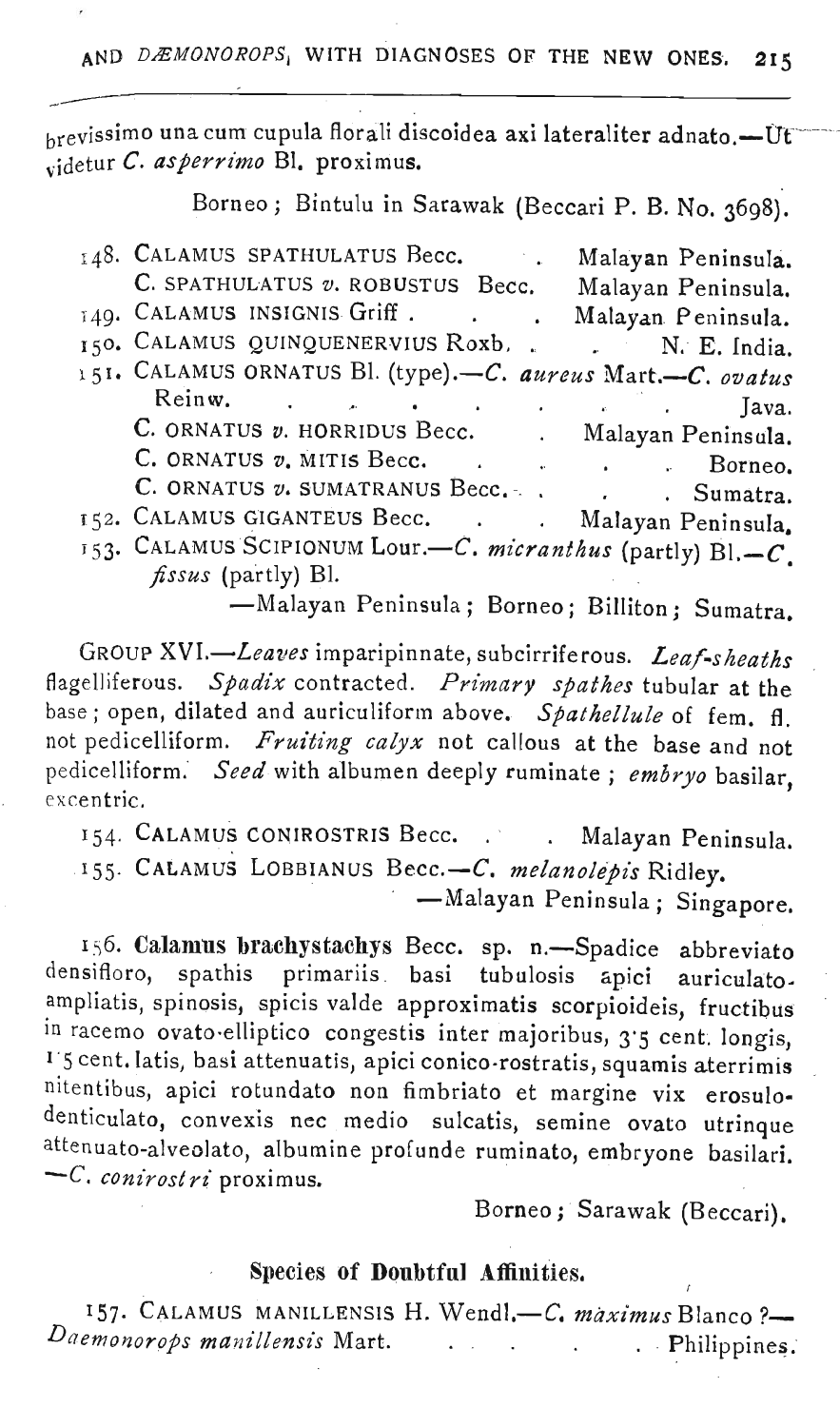brevissimo una cum cupula florali discoidea axi lateraliter adnato.—Ut videtur *C. asperrimo* Bl. proximus.

Borneo; Bintulu in Sarawak (Beccari P. B. No. 3698).

148. CALAMUS SPATHULATUS Becc. . Malayan Peninsula.
 C. SPATHULATUS *v.* ROBUSTUS Becc. Malayan Peninsula.
149. CALAMUS INSIGNIS Griff. . . . Malayan Peninsula.
150. CALAMUS QUINQUENERVIUS Roxb. . . N. E. India.
151. CALAMUS ORNATUS Bl. (type).—*C. aureus* Mart.—*C. ovatus* Reinw. . . . . . . . Java.
 C. ORNATUS *v.* HORRIDUS Becc. . Malayan Peninsula.
 C. ORNATUS *v.* MITIS Becc. . . . . Borneo.
 C. ORNATUS *v.* SUMATRANUS Becc. . . . Sumatra.
152. CALAMUS GIGANTEUS Becc. . . Malayan Peninsula.
153. CALAMUS SCIPIONUM Lour.—*C. micranthus* (partly) Bl.—*C. fissus* (partly) Bl.
—Malayan Peninsula; Borneo; Billiton; Sumatra.

GROUP XVI.—*Leaves* imparipinnate, subcirriferous. *Leaf-sheaths* flagelliferous. *Spadix* contracted. *Primary spathes* tubular at the base; open, dilated and auriculiform above. *Spathellule* of fem. fl. not pedicelliform. *Fruiting calyx* not callous at the base and not pedicelliform. *Seed* with albumen deeply ruminate; *embryo* basilar, excentric.

154. CALAMUS CONIROSTRIS Becc. . . Malayan Peninsula.
155. CALAMUS LOBBIANUS Becc.—*C. melanolepis* Ridley.
—Malayan Peninsula; Singapore.

156. **Calamus brachystachys** Becc. sp. n.—Spadice abbreviato densifloro, spathis primariis basi tubulosis apici auriculato-ampliatis, spinosis, spicis valde approximatis scorpioideis, fructibus in racemo ovato-elliptico congestis inter majoribus, 3·5 cent. longis, 1·5 cent. latis, basi attenuatis, apici conico-rostratis, squamis aterrimis nitentibus, apici rotundato non fimbriato et margine vix erosulo-denticulato, convexis nec medio sulcatis, semine ovato utrinque attenuato-alveolato, albumine profunde ruminato, embryone basilari.—*C. conirostri* proximus.

Borneo; Sarawak (Beccari).

## Species of Doubtful Affinities.

157. CALAMUS MANILLENSIS H. Wendl.—*C. maximus* Blanco?—*Daemonorops manillensis* Mart. . . . . . Philippines.